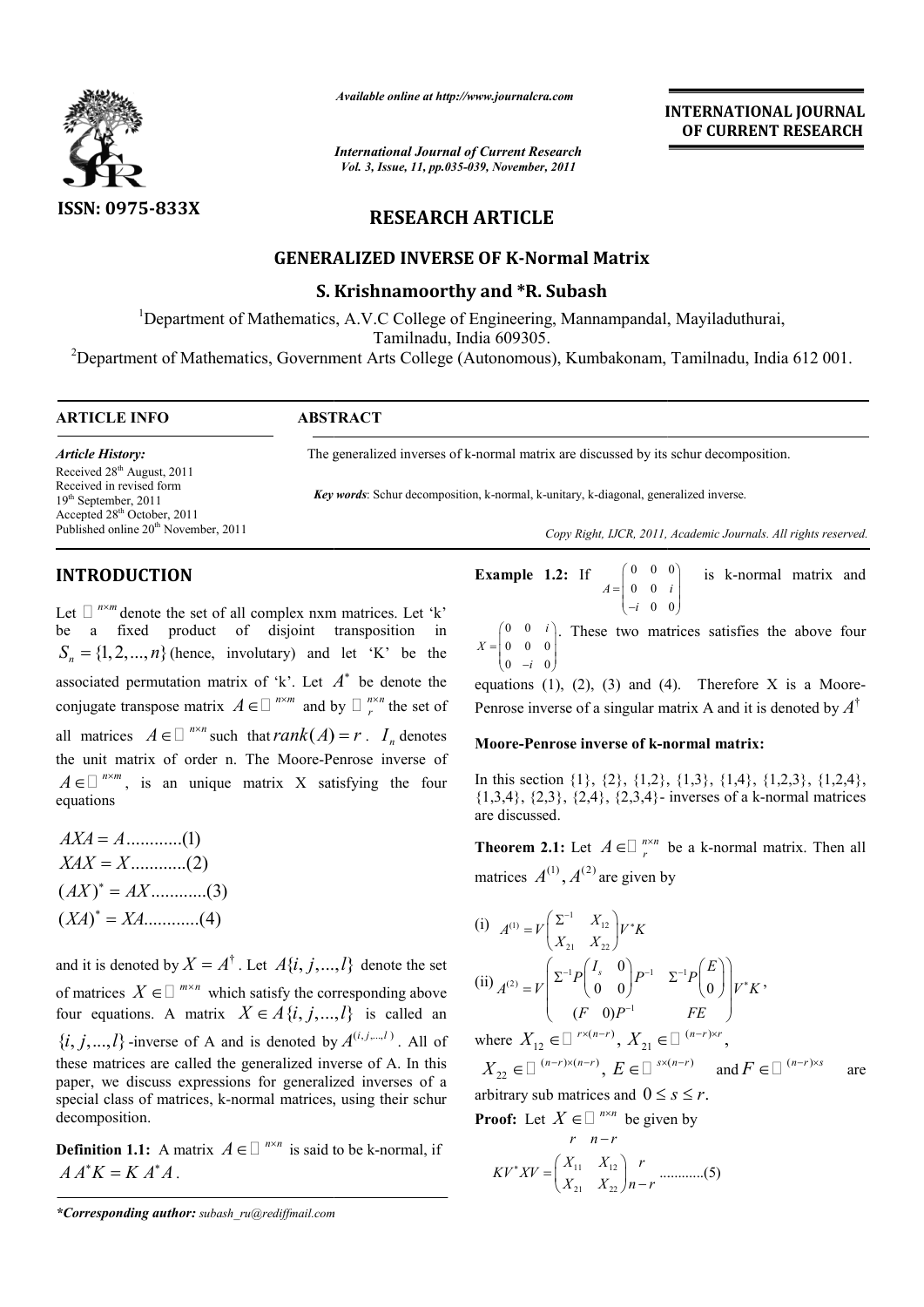# RESEARCH ARTICLE

## GENERALIZED INVERSE OF K-Normal Matrix

**S. Krishnamoorthy and *R. Subash**

[1]Department of Mathematics, A.V.C College of Engineering, Mannampandal, Mayiladuthurai, Tamilnadu, India 609305.

[2]Department of Mathematics, Government Arts College (Autonomous), Kumbakonam, Tamilnadu, India 612 001.

**ARTICLE INFO**

*Article History:*
Received 28th August, 2011
Received in revised form 19th September, 2011
Accepted 28th October, 2011
Published online 20th November, 2011

**ABSTRACT**

The generalized inverses of k-normal matrix are discussed by its schur decomposition.

*Key words*: Schur decomposition, k-normal, k-unitary, k-diagonal, generalized inverse.

*Copy Right, IJCR, 2011, Academic Journals. All rights reserved.*

## INTRODUCTION

Let $\mathbb{C}^{n\times m}$ denote the set of all complex nxm matrices. Let 'k' be a fixed product of disjoint transposition in $S_n = \{1, 2, ..., n\}$ (hence, involutary) and let 'K' be the associated permutation matrix of 'k'. Let $A^*$ be denote the conjugate transpose matrix $A \in \mathbb{C}^{n\times m}$ and by $\mathbb{C}_r^{n\times n}$ the set of all matrices $A \in \mathbb{C}^{n\times n}$ such that $rank(A) = r$. $I_n$ denotes the unit matrix of order n. The Moore-Penrose inverse of $A \in \mathbb{C}^{n\times m}$, is an unique matrix X satisfying the four equations

$$AXA = A \text{............(1)}$$
$$XAX = X \text{............(2)}$$
$$(AX)^* = AX \text{............(3)}$$
$$(XA)^* = XA \text{............(4)}$$

and it is denoted by $X = A^\dagger$. Let $A\{i, j, ..., l\}$ denote the set of matrices $X \in \mathbb{C}^{m\times n}$ which satisfy the corresponding above four equations. A matrix $X \in A\{i, j, ..., l\}$ is called an $\{i, j, ..., l\}$-inverse of A and is denoted by $A^{(i,j,...,l)}$. All of these matrices are called the generalized inverse of A. In this paper, we discuss expressions for generalized inverses of a special class of matrices, k-normal matrices, using their schur decomposition.

**Definition 1.1:** A matrix $A \in \mathbb{C}^{n\times n}$ is said to be k-normal, if $AA^*K = KA^*A$.

**Example 1.2:** If $A = \begin{pmatrix} 0 & 0 & 0 \\ 0 & 0 & i \\ -i & 0 & 0 \end{pmatrix}$ is k-normal matrix and $X = \begin{pmatrix} 0 & 0 & i \\ 0 & 0 & 0 \\ 0 & -i & 0 \end{pmatrix}$. These two matrices satisfies the above four equations (1), (2), (3) and (4). Therefore X is a Moore-Penrose inverse of a singular matrix A and it is denoted by $A^\dagger$

**Moore-Penrose inverse of k-normal matrix:**

In this section {1}, {2}, {1,2}, {1,3}, {1,4}, {1,2,3}, {1,2,4}, {1,3,4}, {2,3}, {2,4}, {2,3,4}- inverses of a k-normal matrices are discussed.

**Theorem 2.1:** Let $A \in \mathbb{C}_r^{n\times n}$ be a k-normal matrix. Then all matrices $A^{(1)}, A^{(2)}$ are given by

(i) $A^{(1)} = V\begin{pmatrix} \Sigma^{-1} & X_{12} \\ X_{21} & X_{22} \end{pmatrix}V^*K$

(ii) $A^{(2)} = V\begin{pmatrix} \Sigma^{-1}P\begin{pmatrix} I_s & 0 \\ 0 & 0 \end{pmatrix}P^{-1} & \Sigma^{-1}P\begin{pmatrix} E \\ 0 \end{pmatrix} \\ (F \quad 0)P^{-1} & FE \end{pmatrix}V^*K$,

where $X_{12} \in \mathbb{C}^{r\times(n-r)}$, $X_{21} \in \mathbb{C}^{(n-r)\times r}$, $X_{22} \in \mathbb{C}^{(n-r)\times(n-r)}$, $E \in \mathbb{C}^{s\times(n-r)}$ and $F \in \mathbb{C}^{(n-r)\times s}$ are arbitrary sub matrices and $0 \le s \le r$.

**Proof:** Let $X \in \mathbb{C}^{n\times n}$ be given by

$$KV^*XV = \begin{pmatrix} X_{11} & X_{12} \\ X_{21} & X_{22} \end{pmatrix}\begin{matrix} r \\ n-r \end{matrix} \text{............(5)}$$

(with column block sizes $r$ and $n-r$)

*Corresponding author: subash_ru@rediffmail.com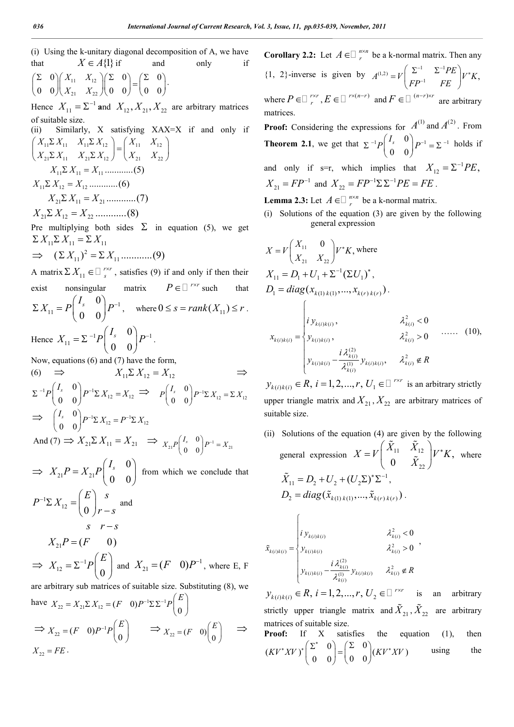(i) Using the k-unitary diagonal decomposition of A, we have that $X \in A\{1\}$ if and only if $\begin{pmatrix} \Sigma & 0 \\ 0 & 0 \end{pmatrix}\begin{pmatrix} X_{11} & X_{12} \\ X_{21} & X_{22} \end{pmatrix}\begin{pmatrix} \Sigma & 0 \\ 0 & 0 \end{pmatrix} = \begin{pmatrix} \Sigma & 0 \\ 0 & 0 \end{pmatrix}$.

Hence $X_{11} = \Sigma^{-1}$ and $X_{12}, X_{21}, X_{22}$ are arbitrary matrices of suitable size.

(ii) Similarly, X satisfying XAX=X if and only if $\begin{pmatrix} X_{11}\Sigma X_{11} & X_{11}\Sigma X_{12} \\ X_{21}\Sigma X_{11} & X_{21}\Sigma X_{12} \end{pmatrix} = \begin{pmatrix} X_{11} & X_{12} \\ X_{21} & X_{22} \end{pmatrix}$

$$X_{11}\Sigma X_{11} = X_{11} \quad ............(5)$$

$$X_{11}\Sigma X_{12} = X_{12} \quad ............(6)$$

$$X_{21}\Sigma X_{11} = X_{21} \quad ............(7)$$

$$X_{21}\Sigma X_{12} = X_{22} \quad ............(8)$$

Pre multiplying both sides $\Sigma$ in equation (5), we get

$$\Sigma X_{11}\Sigma X_{11} = \Sigma X_{11}$$

$$\Rightarrow \quad (\Sigma X_{11})^2 = \Sigma X_{11} \quad ............(9)$$

A matrix $\Sigma X_{11} \in \mathbb{C}_s^{r\times r}$, satisfies (9) if and only if then their exist nonsingular matrix $P \in \mathbb{C}^{r\times r}$ such that $\Sigma X_{11} = P\begin{pmatrix} I_s & 0 \\ 0 & 0 \end{pmatrix}P^{-1}$, where $0 \le s = rank(X_{11}) \le r$.

Hence $X_{11} = \Sigma^{-1}P\begin{pmatrix} I_s & 0 \\ 0 & 0 \end{pmatrix}P^{-1}$.

Now, equations (6) and (7) have the form,

(6) $\Rightarrow \quad X_{11}\Sigma X_{12} = X_{12} \quad \Rightarrow$

$\Sigma^{-1}P\begin{pmatrix} I_s & 0 \\ 0 & 0 \end{pmatrix}P^{-1}\Sigma X_{12} = X_{12} \Rightarrow P\begin{pmatrix} I_s & 0 \\ 0 & 0 \end{pmatrix}P^{-1}\Sigma X_{12} = \Sigma X_{12}$

$\Rightarrow \begin{pmatrix} I_s & 0 \\ 0 & 0 \end{pmatrix}P^{-1}\Sigma X_{12} = P^{-1}\Sigma X_{12}$

And (7) $\Rightarrow X_{21}\Sigma X_{11} = X_{21} \Rightarrow X_{21}P\begin{pmatrix} I_s & 0 \\ 0 & 0 \end{pmatrix}P^{-1} = X_{21}$

$\Rightarrow X_{21}P = X_{21}P\begin{pmatrix} I_s & 0 \\ 0 & 0 \end{pmatrix}$ from which we conclude that

$$P^{-1}\Sigma X_{12} = \begin{pmatrix} E \\ 0 \end{pmatrix}\begin{matrix} s \\ r-s \end{matrix}$$ and

$$X_{21}P = \overset{\quad s \qquad r-s}{\begin{pmatrix} F & 0 \end{pmatrix}}$$

$\Rightarrow X_{12} = \Sigma^{-1}P\begin{pmatrix} E \\ 0 \end{pmatrix}$ and $X_{21} = \begin{pmatrix} F & 0 \end{pmatrix}P^{-1}$, where E, F are arbitrary sub matrices of suitable size. Substituting (8), we have $X_{22} = X_{21}\Sigma X_{12} = \begin{pmatrix} F & 0 \end{pmatrix}P^{-1}\Sigma\Sigma^{-1}P\begin{pmatrix} E \\ 0 \end{pmatrix}$

$\Rightarrow X_{22} = \begin{pmatrix} F & 0 \end{pmatrix}P^{-1}P\begin{pmatrix} E \\ 0 \end{pmatrix} \quad \Rightarrow X_{22} = \begin{pmatrix} F & 0 \end{pmatrix}\begin{pmatrix} E \\ 0 \end{pmatrix} \quad \Rightarrow$

$X_{22} = FE$.

**Corollary 2.2:** Let $A \in \mathbb{C}_r^{n\times n}$ be a k-normal matrix. Then any {1, 2}-inverse is given by $A^{(1,2)} = V\begin{pmatrix} \Sigma^{-1} & \Sigma^{-1}PE \\ FP^{-1} & FE \end{pmatrix}V^*K,$ where $P \in \mathbb{C}_r^{r\times r}$, $E \in \mathbb{C}^{r\times(n-r)}$ and $F \in \mathbb{C}^{(n-r)\times r}$ are arbitrary matrices.

**Proof:** Considering the expressions for $A^{(1)}$ and $A^{(2)}$. From **Theorem 2.1**, we get that $\Sigma^{-1}P\begin{pmatrix} I_s & 0 \\ 0 & 0 \end{pmatrix}P^{-1} = \Sigma^{-1}$ holds if and only if s=r, which implies that $X_{12} = \Sigma^{-1}PE,$ $X_{21} = FP^{-1}$ and $X_{22} = FP^{-1}\Sigma\Sigma^{-1}PE = FE$.

**Lemma 2.3:** Let $A \in \mathbb{C}_r^{n\times n}$ be a k-normal matrix.

(i) Solutions of the equation (3) are given by the following general expression

$$X = V\begin{pmatrix} X_{11} & 0 \\ X_{21} & X_{22} \end{pmatrix}V^*K, \text{ where}$$

$$X_{11} = D_1 + U_1 + \Sigma^{-1}(\Sigma U_1)^*,$$

$$D_1 = diag(x_{k(1)k(1)}, ..., x_{k(r)k(r)}).$$

$$x_{k(i)k(i)} = \begin{cases} i\, y_{k(i)k(i)}, & \lambda_{k(i)}^2 < 0 \\ y_{k(i)k(i)}, & \lambda_{k(i)}^2 > 0 \\ y_{k(i)k(i)} - \dfrac{i\,\lambda_{k(i)}^{(2)}}{\lambda_{k(i)}^{(1)}}y_{k(i)k(i)}, & \lambda_{k(i)}^2 \notin R \end{cases} \quad ...... (10),$$

$y_{k(i)k(i)} \in R,\ i = 1, 2, ..., r,\ U_1 \in \mathbb{C}^{r\times r}$ is an arbitrary strictly upper triangle matrix and $X_{21}, X_{22}$ are arbitrary matrices of suitable size.

(ii) Solutions of the equation (4) are given by the following general expression $X = V\begin{pmatrix} \tilde{X}_{11} & \tilde{X}_{12} \\ 0 & \tilde{X}_{22} \end{pmatrix}V^*K,$ where

$$\tilde{X}_{11} = D_2 + U_2 + (U_2\Sigma)^*\Sigma^{-1},$$

$$D_2 = diag(\tilde{x}_{k(1)k(1)}, ..., \tilde{x}_{k(r)k(r)}).$$

$$\tilde{x}_{k(i)k(i)} = \begin{cases} i\, y_{k(i)k(i)} & \lambda_{k(i)}^2 < 0 \\ y_{k(i)k(i)} & \lambda_{k(i)}^2 > 0 \\ y_{k(i)k(i)} - \dfrac{i\,\lambda_{k(i)}^{(2)}}{\lambda_{k(i)}^{(1)}}y_{k(i)k(i)} & \lambda_{k(i)}^2 \notin R \end{cases},$$

$y_{k(i)k(i)} \in R,\ i = 1, 2, ..., r,\ U_2 \in \mathbb{C}^{r\times r}$ is an arbitrary strictly upper triangle matrix and $\tilde{X}_{21}, \tilde{X}_{22}$ are arbitrary matrices of suitable size.

**Proof:** If X satisfies the equation (1), then $(KV^*XV)^*\begin{pmatrix} \Sigma^* & 0 \\ 0 & 0 \end{pmatrix} = \begin{pmatrix} \Sigma & 0 \\ 0 & 0 \end{pmatrix}(KV^*XV)$ using the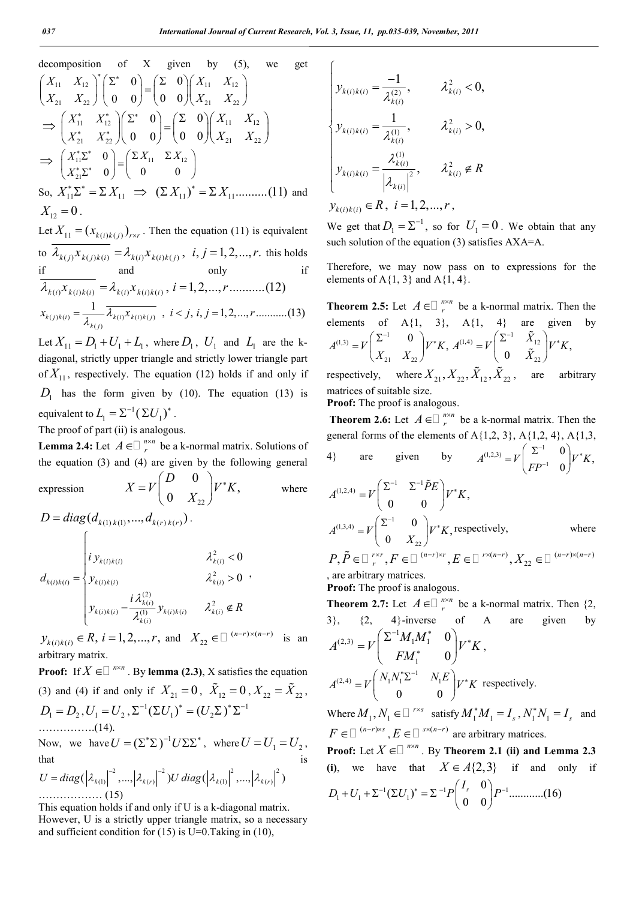decomposition of X given by (5), we get

$$\begin{pmatrix} X_{11} & X_{12} \\ X_{21} & X_{22} \end{pmatrix}^* \begin{pmatrix} \Sigma^* & 0 \\ 0 & 0 \end{pmatrix} = \begin{pmatrix} \Sigma & 0 \\ 0 & 0 \end{pmatrix} \begin{pmatrix} X_{11} & X_{12} \\ X_{21} & X_{22} \end{pmatrix}$$

$$\Rightarrow \begin{pmatrix} X_{11}^* & X_{12}^* \\ X_{21}^* & X_{22}^* \end{pmatrix} \begin{pmatrix} \Sigma^* & 0 \\ 0 & 0 \end{pmatrix} = \begin{pmatrix} \Sigma & 0 \\ 0 & 0 \end{pmatrix} \begin{pmatrix} X_{11} & X_{12} \\ X_{21} & X_{22} \end{pmatrix}$$

$$\Rightarrow \begin{pmatrix} X_{11}^*\Sigma^* & 0 \\ X_{21}^*\Sigma^* & 0 \end{pmatrix} = \begin{pmatrix} \Sigma X_{11} & \Sigma X_{12} \\ 0 & 0 \end{pmatrix}$$

So, $X_{11}^*\Sigma^* = \Sigma X_{11} \Rightarrow (\Sigma X_{11})^* = \Sigma X_{11}$..........(11) and $X_{12} = 0$.

Let $X_{11} = (x_{k(i)k(j)})_{r\times r}$. Then the equation (11) is equivalent to $\overline{\lambda_{k(j)} x_{k(j)k(i)}} = \lambda_{k(i)} x_{k(i)k(j)}$, $i, j = 1, 2, ..., r.$ this holds if and only if

$$\overline{\lambda_{k(i)} x_{k(i)k(i)}} = \lambda_{k(i)} x_{k(i)k(i)},\ i = 1, 2, ..., r \text{...........(12)}$$

$$x_{k(j)k(i)} = \frac{1}{\lambda_{k(j)}} \overline{\lambda_{k(i)} x_{k(i)k(j)}},\ i < j,\ i, j = 1, 2, ..., r \text{...........(13)}$$

Let $X_{11} = D_1 + U_1 + L_1$, where $D_1$, $U_1$ and $L_1$ are the k-diagonal, strictly upper triangle and strictly lower triangle part of $X_{11}$, respectively. The equation (12) holds if and only if $D_1$ has the form given by (10). The equation (13) is equivalent to $L_1 = \Sigma^{-1}(\Sigma U_1)^*$.

The proof of part (ii) is analogous.

**Lemma 2.4:** Let $A \in \mathbb{C}_r^{n\times n}$ be a k-normal matrix. Solutions of the equation (3) and (4) are given by the following general expression $X = V \begin{pmatrix} D & 0 \\ 0 & X_{22} \end{pmatrix} V^* K,$ where $D = diag(d_{k(1)k(1)}, ..., d_{k(r)k(r)})$.

$$d_{k(i)k(i)} = \begin{cases} i\, y_{k(i)k(i)} & \lambda_{k(i)}^2 < 0 \\ y_{k(i)k(i)} & \lambda_{k(i)}^2 > 0 \\ y_{k(i)k(i)} - \dfrac{i\,\lambda_{k(i)}^{(2)}}{\lambda_{k(i)}^{(1)}} y_{k(i)k(i)} & \lambda_{k(i)}^2 \notin R \end{cases},$$

$y_{k(i)k(i)} \in R,\ i = 1, 2, ..., r,$ and $X_{22} \in \mathbb{C}^{(n-r)\times(n-r)}$ is an arbitrary matrix.

**Proof:** If $X \in \mathbb{C}^{n\times n}$. By **lemma (2.3)**, X satisfies the equation (3) and (4) if and only if $X_{21} = 0$, $\tilde{X}_{12} = 0$, $X_{22} = \tilde{X}_{22}$, $D_1 = D_2$, $U_1 = U_2$, $\Sigma^{-1}(\Sigma U_1)^* = (U_2\Sigma)^*\Sigma^{-1}$ …………….(14).

Now, we have $U = (\Sigma^*\Sigma)^{-1} U \Sigma\Sigma^*$, where $U = U_1 = U_2$, that is

$$U = diag(\left|\lambda_{k(1)}\right|^{-2}, ..., \left|\lambda_{k(r)}\right|^{-2})\, U\, diag(\left|\lambda_{k(1)}\right|^{2}, ..., \left|\lambda_{k(r)}\right|^{2})$$

……………… (15)

This equation holds if and only if U is a k-diagonal matrix. However, U is a strictly upper triangle matrix, so a necessary and sufficient condition for (15) is U=0.Taking in (10),

$$\begin{cases} y_{k(i)k(i)} = \dfrac{-1}{\lambda_{k(i)}^{(2)}}, & \lambda_{k(i)}^2 < 0, \\ y_{k(i)k(i)} = \dfrac{1}{\lambda_{k(i)}^{(1)}}, & \lambda_{k(i)}^2 > 0, \\ y_{k(i)k(i)} = \dfrac{\lambda_{k(i)}^{(1)}}{\left|\lambda_{k(i)}\right|^2}, & \lambda_{k(i)}^2 \notin R \end{cases}$$

$y_{k(i)k(i)} \in R$, $i = 1, 2, ..., r$,

We get that $D_1 = \Sigma^{-1}$, so for $U_1 = 0$. We obtain that any such solution of the equation (3) satisfies AXA=A.

Therefore, we may now pass on to expressions for the elements of A{1, 3} and A{1, 4}.

**Theorem 2.5:** Let $A \in \mathbb{C}_r^{n\times n}$ be a k-normal matrix. Then the elements of A{1, 3}, A{1, 4} are given by $A^{(1,3)} = V \begin{pmatrix} \Sigma^{-1} & 0 \\ X_{21} & X_{22} \end{pmatrix} V^* K,\ A^{(1,4)} = V \begin{pmatrix} \Sigma^{-1} & \tilde{X}_{12} \\ 0 & \tilde{X}_{22} \end{pmatrix} V^* K,$ respectively, where $X_{21}, X_{22}, \tilde{X}_{12}, \tilde{X}_{22}$, are arbitrary matrices of suitable size.

**Proof:** The proof is analogous.

**Theorem 2.6:** Let $A \in \mathbb{C}_r^{n\times n}$ be a k-normal matrix. Then the general forms of the elements of A{1,2, 3}, A{1,2, 4}, A{1,3, 4} are given by $A^{(1,2,3)} = V \begin{pmatrix} \Sigma^{-1} & 0 \\ FP^{-1} & 0 \end{pmatrix} V^* K,$

$$A^{(1,2,4)} = V \begin{pmatrix} \Sigma^{-1} & \Sigma^{-1}\tilde{P}E \\ 0 & 0 \end{pmatrix} V^* K,$$

$A^{(1,3,4)} = V \begin{pmatrix} \Sigma^{-1} & 0 \\ 0 & X_{22} \end{pmatrix} V^* K,$ respectively, where $P, \tilde{P} \in \mathbb{C}_r^{r\times r}, F \in \mathbb{C}^{(n-r)\times r}, E \in \mathbb{C}^{r\times(n-r)}, X_{22} \in \mathbb{C}^{(n-r)\times(n-r)}$, are arbitrary matrices.

**Proof:** The proof is analogous.

**Theorem 2.7:** Let $A \in \mathbb{C}_r^{n\times n}$ be a k-normal matrix. Then {2, 3}, {2, 4}-inverse of A are given by $A^{(2,3)} = V \begin{pmatrix} \Sigma^{-1} M_1 M_1^* & 0 \\ F M_1^* & 0 \end{pmatrix} V^* K,$

$A^{(2,4)} = V \begin{pmatrix} N_1 N_1^* \Sigma^{-1} & N_1 E \\ 0 & 0 \end{pmatrix} V^* K$ respectively.

Where $M_1, N_1 \in \mathbb{C}^{r\times s}$ satisfy $M_1^* M_1 = I_s$, $N_1^* N_1 = I_s$ and $F \in \mathbb{C}^{(n-r)\times s}$, $E \in \mathbb{C}^{s\times(n-r)}$ are arbitrary matrices.

**Proof:** Let $X \in \mathbb{C}^{n\times n}$. By **Theorem 2.1 (ii) and Lemma 2.3 (i)**, we have that $X \in A\{2,3\}$ if and only if

$$D_1 + U_1 + \Sigma^{-1}(\Sigma U_1)^* = \Sigma^{-1} P \begin{pmatrix} I_s & 0 \\ 0 & 0 \end{pmatrix} P^{-1} \text{............(16)}$$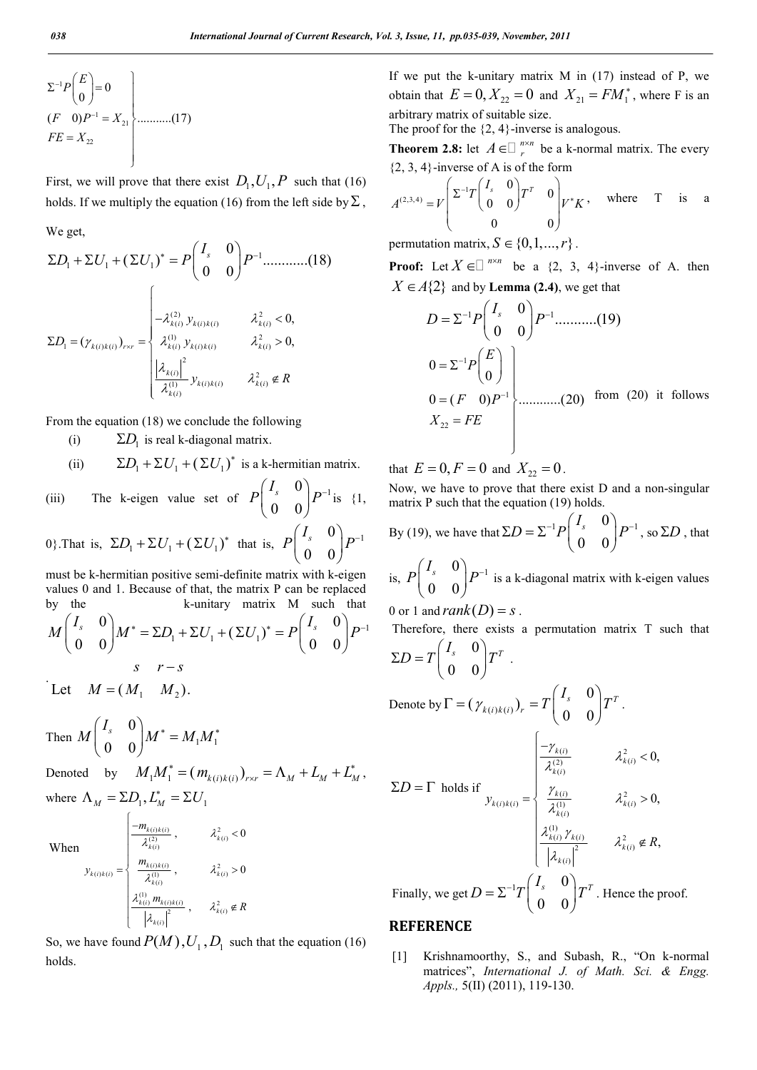$$\left.\begin{array}{l}\Sigma^{-1}P\begin{pmatrix}E\\0\end{pmatrix}=0\\(F\quad 0)P^{-1}=X_{21}\\FE=X_{22}\end{array}\right\}\text{...........(17)}$$

First, we will prove that there exist $D_1, U_1, P$ such that (16) holds. If we multiply the equation (16) from the left side by $\Sigma$,

We get,

$$\Sigma D_1+\Sigma U_1+(\Sigma U_1)^*=P\begin{pmatrix}I_s & 0\\0 & 0\end{pmatrix}P^{-1}\text{...........(18)}$$

$$\Sigma D_1=(\gamma_{k(i)k(i)})_{r\times r}=\begin{cases}-\lambda_{k(i)}^{(2)}y_{k(i)k(i)} & \lambda_{k(i)}^2<0,\\ \lambda_{k(i)}^{(1)}y_{k(i)k(i)} & \lambda_{k(i)}^2>0,\\ \dfrac{\left|\lambda_{k(i)}\right|^2}{\lambda_{k(i)}^{(1)}}y_{k(i)k(i)} & \lambda_{k(i)}^2\notin R\end{cases}$$

From the equation (18) we conclude the following

(i) $\Sigma D_1$ is real k-diagonal matrix.

(ii) $\Sigma D_1+\Sigma U_1+(\Sigma U_1)^*$ is a k-hermitian matrix.

(iii) The k-eigen value set of $P\begin{pmatrix}I_s & 0\\0 & 0\end{pmatrix}P^{-1}$ is {1, 0}.That is, $\Sigma D_1+\Sigma U_1+(\Sigma U_1)^*$ that is, $P\begin{pmatrix}I_s & 0\\0 & 0\end{pmatrix}P^{-1}$ must be k-hermitian positive semi-definite matrix with k-eigen values 0 and 1. Because of that, the matrix P can be replaced by the k-unitary matrix M such that

$$M\begin{pmatrix}I_s & 0\\0 & 0\end{pmatrix}M^*=\Sigma D_1+\Sigma U_1+(\Sigma U_1)^*=P\begin{pmatrix}I_s & 0\\0 & 0\end{pmatrix}P^{-1}$$

$$s \quad r-s$$

Let $M=(M_1 \quad M_2)$.

Then $M\begin{pmatrix}I_s & 0\\0 & 0\end{pmatrix}M^*=M_1M_1^*$

Denoted by $M_1M_1^*=(m_{k(i)k(i)})_{r\times r}=\Lambda_M+L_M+L_M^*$, where $\Lambda_M=\Sigma D_1, L_M^*=\Sigma U_1$

When
$$y_{k(i)k(i)}=\begin{cases}\dfrac{-m_{k(i)k(i)}}{\lambda_{k(i)}^{(2)}}, & \lambda_{k(i)}^2<0\\ \dfrac{m_{k(i)k(i)}}{\lambda_{k(i)}^{(1)}}, & \lambda_{k(i)}^2>0\\ \dfrac{\lambda_{k(i)}^{(1)}m_{k(i)k(i)}}{\left|\lambda_{k(i)}\right|^2}, & \lambda_{k(i)}^2\notin R\end{cases}$$

So, we have found $P(M), U_1, D_1$ such that the equation (16) holds.

If we put the k-unitary matrix M in (17) instead of P, we obtain that $E=0, X_{22}=0$ and $X_{21}=FM_1^*$, where F is an arbitrary matrix of suitable size.

The proof for the {2, 4}-inverse is analogous.

**Theorem 2.8:** let $A\in\mathbb{C}_r^{n\times n}$ be a k-normal matrix. The every {2, 3, 4}-inverse of A is of the form

$$A^{(2,3,4)}=V\begin{pmatrix}\Sigma^{-1}T\begin{pmatrix}I_s & 0\\0 & 0\end{pmatrix}T^T & 0\\0 & 0\end{pmatrix}V^*K,$$ where T is a permutation matrix, $S\in\{0,1,\ldots,r\}$.

**Proof:** Let $X\in\mathbb{C}^{n\times n}$ be a {2, 3, 4}-inverse of A. then $X\in A\{2\}$ and by **Lemma (2.4)**, we get that

$$D=\Sigma^{-1}P\begin{pmatrix}I_s & 0\\0 & 0\end{pmatrix}P^{-1}\text{...........(19)}$$

$$\left.\begin{array}{l}0=\Sigma^{-1}P\begin{pmatrix}E\\0\end{pmatrix}\\0=(F\quad 0)P^{-1}\\X_{22}=FE\end{array}\right\}\text{...........(20)}$$ from (20) it follows that $E=0, F=0$ and $X_{22}=0$.

Now, we have to prove that there exist D and a non-singular matrix P such that the equation (19) holds.

By (19), we have that $\Sigma D=\Sigma^{-1}P\begin{pmatrix}I_s & 0\\0 & 0\end{pmatrix}P^{-1}$, so $\Sigma D$, that is, $P\begin{pmatrix}I_s & 0\\0 & 0\end{pmatrix}P^{-1}$ is a k-diagonal matrix with k-eigen values 0 or 1 and $rank(D)=s$.

Therefore, there exists a permutation matrix T such that $\Sigma D=T\begin{pmatrix}I_s & 0\\0 & 0\end{pmatrix}T^T$.

Denote by $\Gamma=(\gamma_{k(i)k(i)})_r=T\begin{pmatrix}I_s & 0\\0 & 0\end{pmatrix}T^T$.

$\Sigma D=\Gamma$ holds if
$$y_{k(i)k(i)}=\begin{cases}\dfrac{-\gamma_{k(i)}}{\lambda_{k(i)}^{(2)}} & \lambda_{k(i)}^2<0,\\ \dfrac{\gamma_{k(i)}}{\lambda_{k(i)}^{(1)}} & \lambda_{k(i)}^2>0,\\ \dfrac{\lambda_{k(i)}^{(1)}\gamma_{k(i)}}{\left|\lambda_{k(i)}\right|^2} & \lambda_{k(i)}^2\notin R,\end{cases}$$

Finally, we get $D=\Sigma^{-1}T\begin{pmatrix}I_s & 0\\0 & 0\end{pmatrix}T^T$. Hence the proof.

## REFERENCE

[1] Krishnamoorthy, S., and Subash, R., "On k-normal matrices", *International J. of Math. Sci. & Engg. Appls.*, 5(II) (2011), 119-130.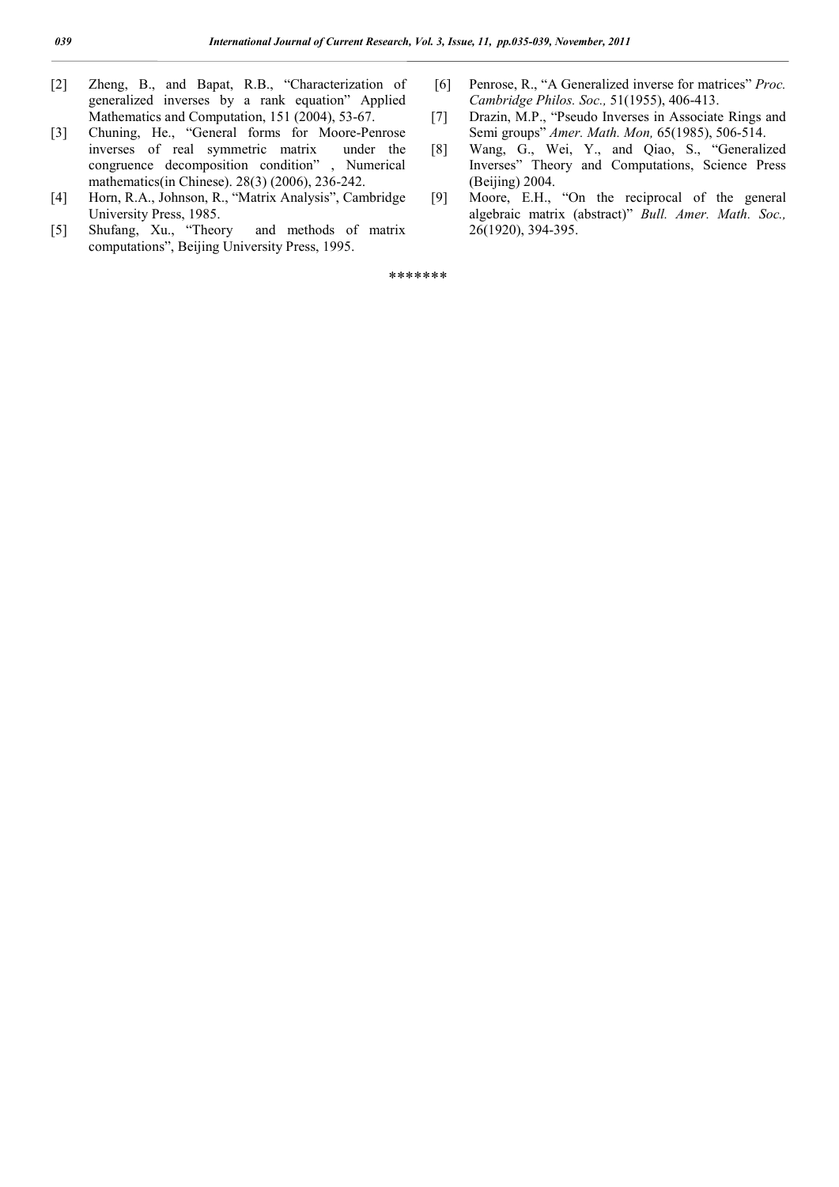[2] Zheng, B., and Bapat, R.B., "Characterization of generalized inverses by a rank equation" Applied Mathematics and Computation, 151 (2004), 53-67.

[3] Chuning, He., "General forms for Moore-Penrose inverses of real symmetric matrix under the congruence decomposition condition" , Numerical mathematics(in Chinese). 28(3) (2006), 236-242.

[4] Horn, R.A., Johnson, R., "Matrix Analysis", Cambridge University Press, 1985.

[5] Shufang, Xu., "Theory and methods of matrix computations", Beijing University Press, 1995.

[6] Penrose, R., "A Generalized inverse for matrices" *Proc. Cambridge Philos. Soc.,* 51(1955), 406-413.

[7] Drazin, M.P., "Pseudo Inverses in Associate Rings and Semi groups" *Amer. Math. Mon,* 65(1985), 506-514.

[8] Wang, G., Wei, Y., and Qiao, S., "Generalized Inverses" Theory and Computations, Science Press (Beijing) 2004.

[9] Moore, E.H., "On the reciprocal of the general algebraic matrix (abstract)" *Bull. Amer. Math. Soc.,* 26(1920), 394-395.

*******